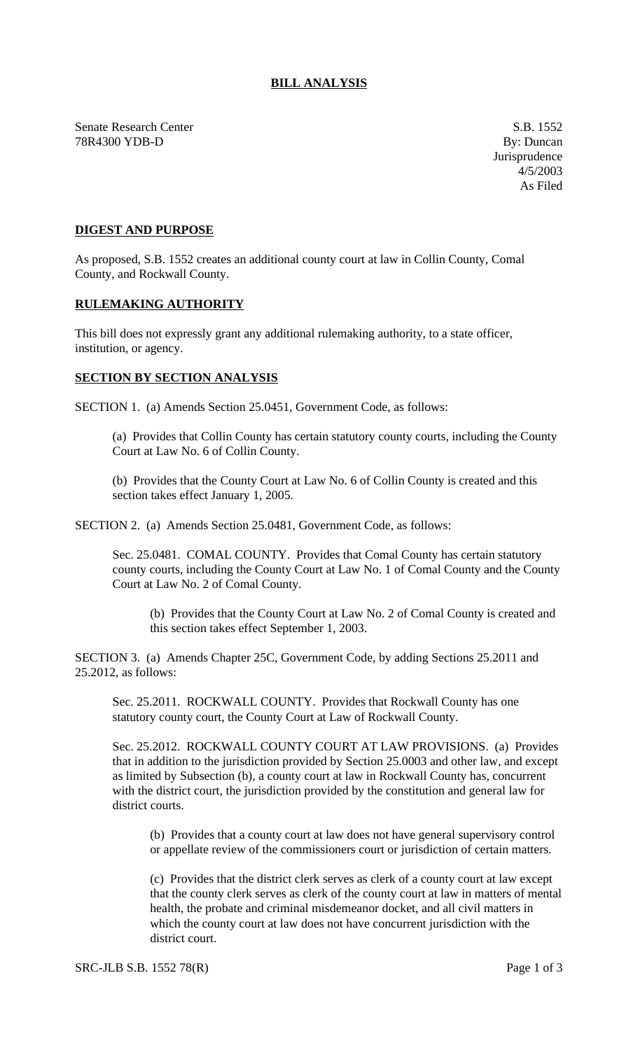# BILL ANALYSIS

Senate Research Center
78R4300 YDB-D

S.B. 1552
By: Duncan
Jurisprudence
4/5/2003
As Filed

## DIGEST AND PURPOSE

As proposed, S.B. 1552 creates an additional county court at law in Collin County, Comal County, and Rockwall County.

## RULEMAKING AUTHORITY

This bill does not expressly grant any additional rulemaking authority, to a state officer, institution, or agency.

## SECTION BY SECTION ANALYSIS

SECTION 1. (a) Amends Section 25.0451, Government Code, as follows:

(a) Provides that Collin County has certain statutory county courts, including the County Court at Law No. 6 of Collin County.

(b) Provides that the County Court at Law No. 6 of Collin County is created and this section takes effect January 1, 2005.

SECTION 2. (a) Amends Section 25.0481, Government Code, as follows:

Sec. 25.0481. COMAL COUNTY. Provides that Comal County has certain statutory county courts, including the County Court at Law No. 1 of Comal County and the County Court at Law No. 2 of Comal County.

(b) Provides that the County Court at Law No. 2 of Comal County is created and this section takes effect September 1, 2003.

SECTION 3. (a) Amends Chapter 25C, Government Code, by adding Sections 25.2011 and 25.2012, as follows:

Sec. 25.2011. ROCKWALL COUNTY. Provides that Rockwall County has one statutory county court, the County Court at Law of Rockwall County.

Sec. 25.2012. ROCKWALL COUNTY COURT AT LAW PROVISIONS. (a) Provides that in addition to the jurisdiction provided by Section 25.0003 and other law, and except as limited by Subsection (b), a county court at law in Rockwall County has, concurrent with the district court, the jurisdiction provided by the constitution and general law for district courts.

(b) Provides that a county court at law does not have general supervisory control or appellate review of the commissioners court or jurisdiction of certain matters.

(c) Provides that the district clerk serves as clerk of a county court at law except that the county clerk serves as clerk of the county court at law in matters of mental health, the probate and criminal misdemeanor docket, and all civil matters in which the county court at law does not have concurrent jurisdiction with the district court.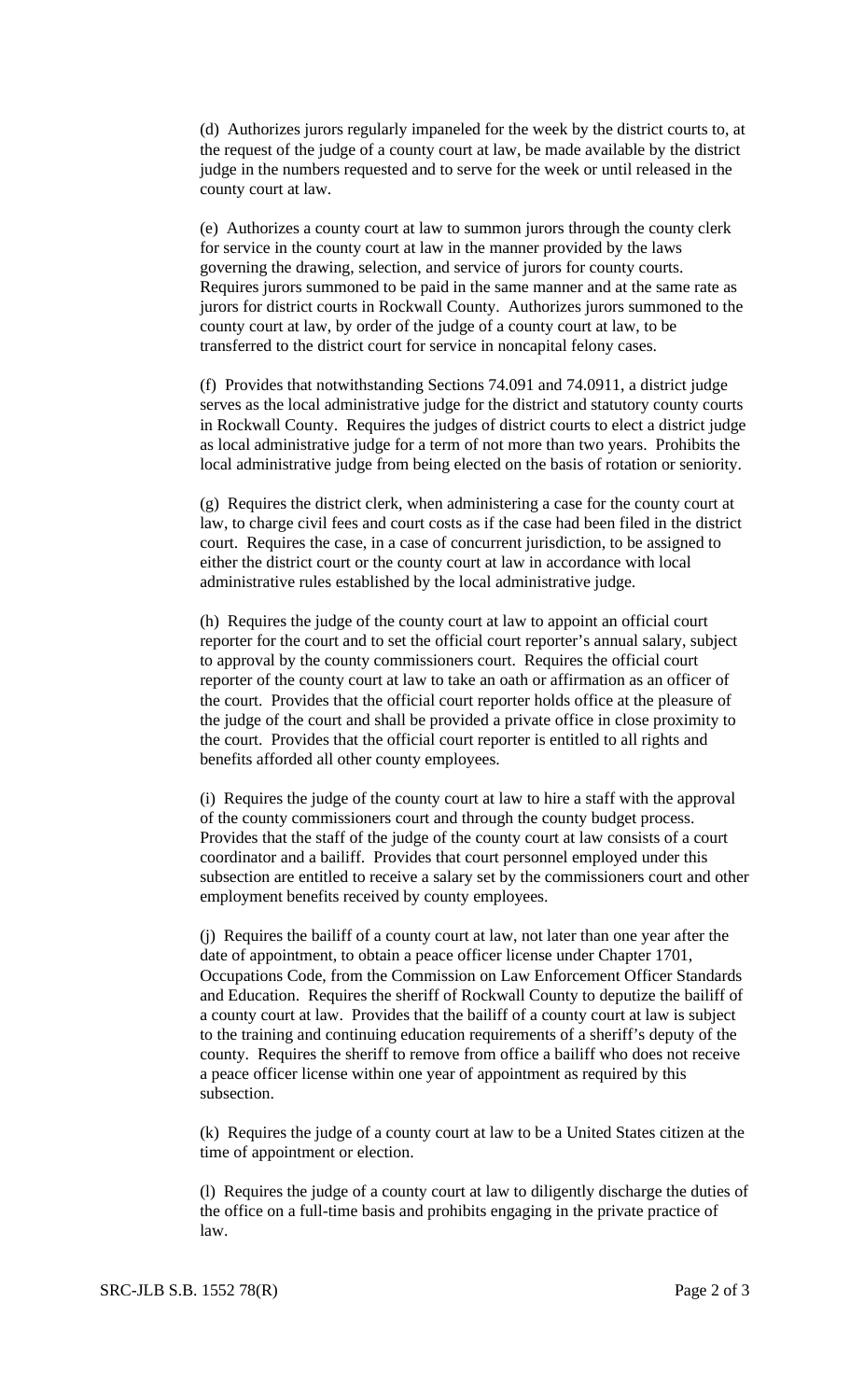(d) Authorizes jurors regularly impaneled for the week by the district courts to, at the request of the judge of a county court at law, be made available by the district judge in the numbers requested and to serve for the week or until released in the county court at law.

(e) Authorizes a county court at law to summon jurors through the county clerk for service in the county court at law in the manner provided by the laws governing the drawing, selection, and service of jurors for county courts. Requires jurors summoned to be paid in the same manner and at the same rate as jurors for district courts in Rockwall County. Authorizes jurors summoned to the county court at law, by order of the judge of a county court at law, to be transferred to the district court for service in noncapital felony cases.

(f) Provides that notwithstanding Sections 74.091 and 74.0911, a district judge serves as the local administrative judge for the district and statutory county courts in Rockwall County. Requires the judges of district courts to elect a district judge as local administrative judge for a term of not more than two years. Prohibits the local administrative judge from being elected on the basis of rotation or seniority.

(g) Requires the district clerk, when administering a case for the county court at law, to charge civil fees and court costs as if the case had been filed in the district court. Requires the case, in a case of concurrent jurisdiction, to be assigned to either the district court or the county court at law in accordance with local administrative rules established by the local administrative judge.

(h) Requires the judge of the county court at law to appoint an official court reporter for the court and to set the official court reporter's annual salary, subject to approval by the county commissioners court. Requires the official court reporter of the county court at law to take an oath or affirmation as an officer of the court. Provides that the official court reporter holds office at the pleasure of the judge of the court and shall be provided a private office in close proximity to the court. Provides that the official court reporter is entitled to all rights and benefits afforded all other county employees.

(i) Requires the judge of the county court at law to hire a staff with the approval of the county commissioners court and through the county budget process. Provides that the staff of the judge of the county court at law consists of a court coordinator and a bailiff. Provides that court personnel employed under this subsection are entitled to receive a salary set by the commissioners court and other employment benefits received by county employees.

(j) Requires the bailiff of a county court at law, not later than one year after the date of appointment, to obtain a peace officer license under Chapter 1701, Occupations Code, from the Commission on Law Enforcement Officer Standards and Education. Requires the sheriff of Rockwall County to deputize the bailiff of a county court at law. Provides that the bailiff of a county court at law is subject to the training and continuing education requirements of a sheriff's deputy of the county. Requires the sheriff to remove from office a bailiff who does not receive a peace officer license within one year of appointment as required by this subsection.

(k) Requires the judge of a county court at law to be a United States citizen at the time of appointment or election.

(l) Requires the judge of a county court at law to diligently discharge the duties of the office on a full-time basis and prohibits engaging in the private practice of law.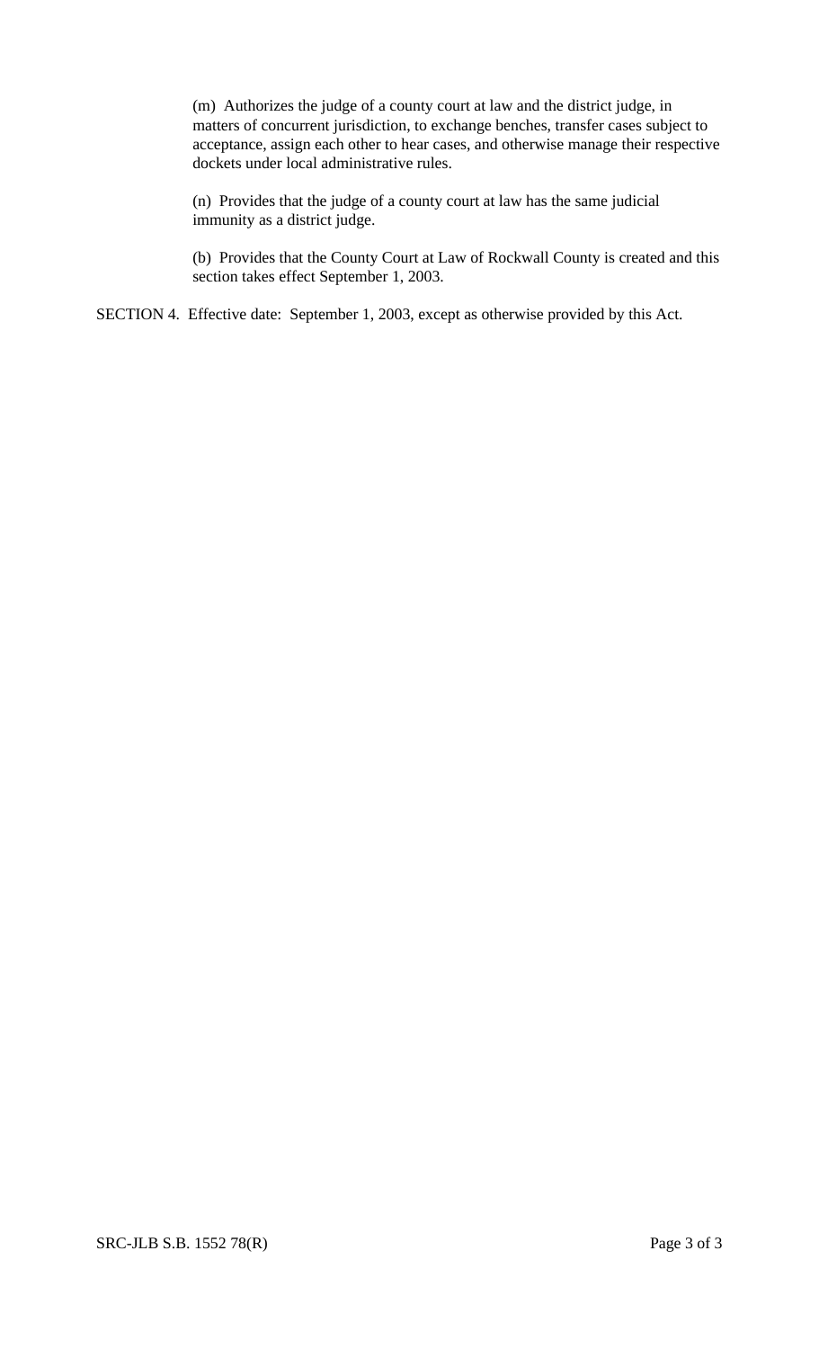(m) Authorizes the judge of a county court at law and the district judge, in matters of concurrent jurisdiction, to exchange benches, transfer cases subject to acceptance, assign each other to hear cases, and otherwise manage their respective dockets under local administrative rules.

(n) Provides that the judge of a county court at law has the same judicial immunity as a district judge.

(b) Provides that the County Court at Law of Rockwall County is created and this section takes effect September 1, 2003.

SECTION 4. Effective date: September 1, 2003, except as otherwise provided by this Act.